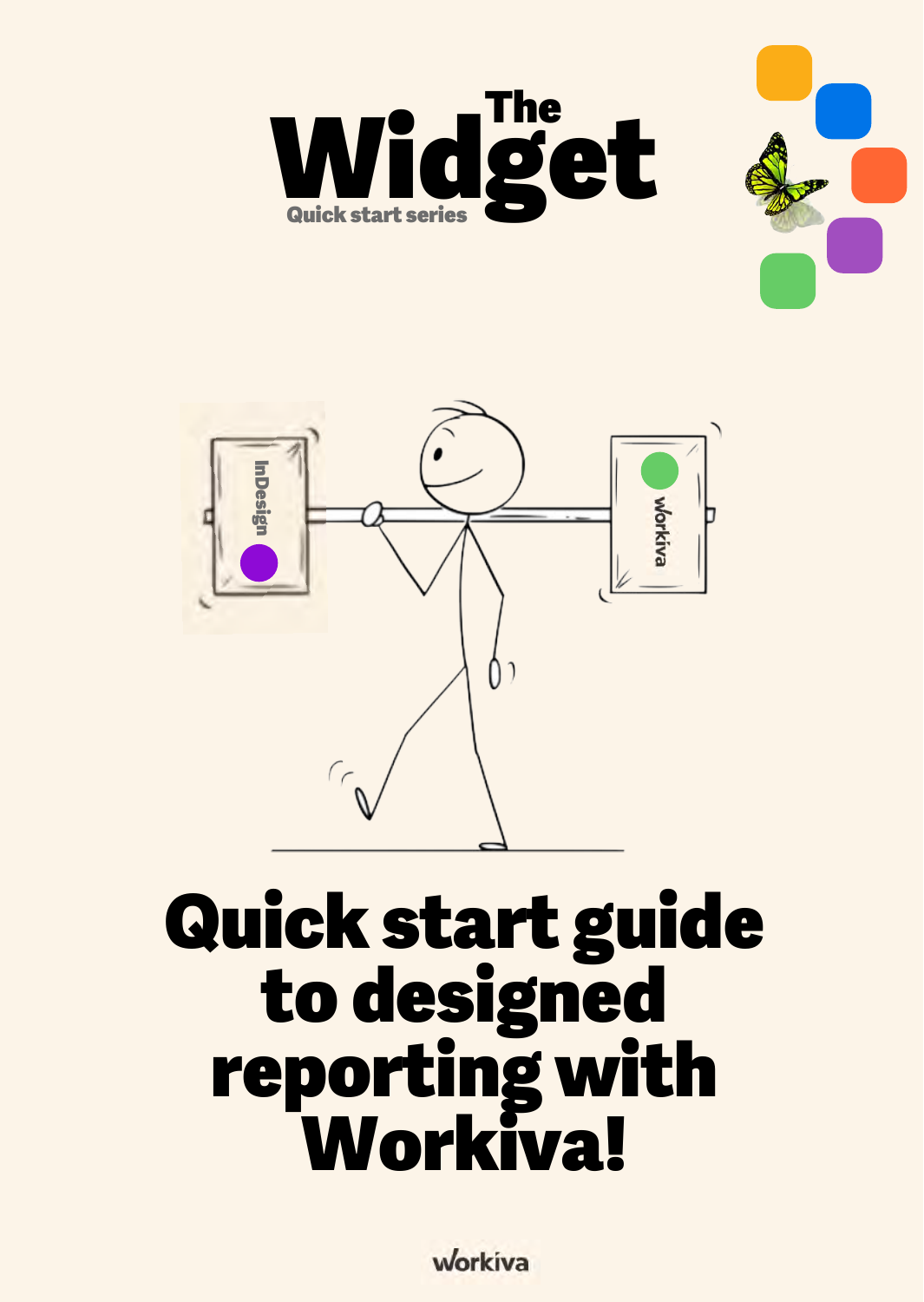# The Widget

Quick start series

# Quick start guide to designed reporting with Workiva!

workiva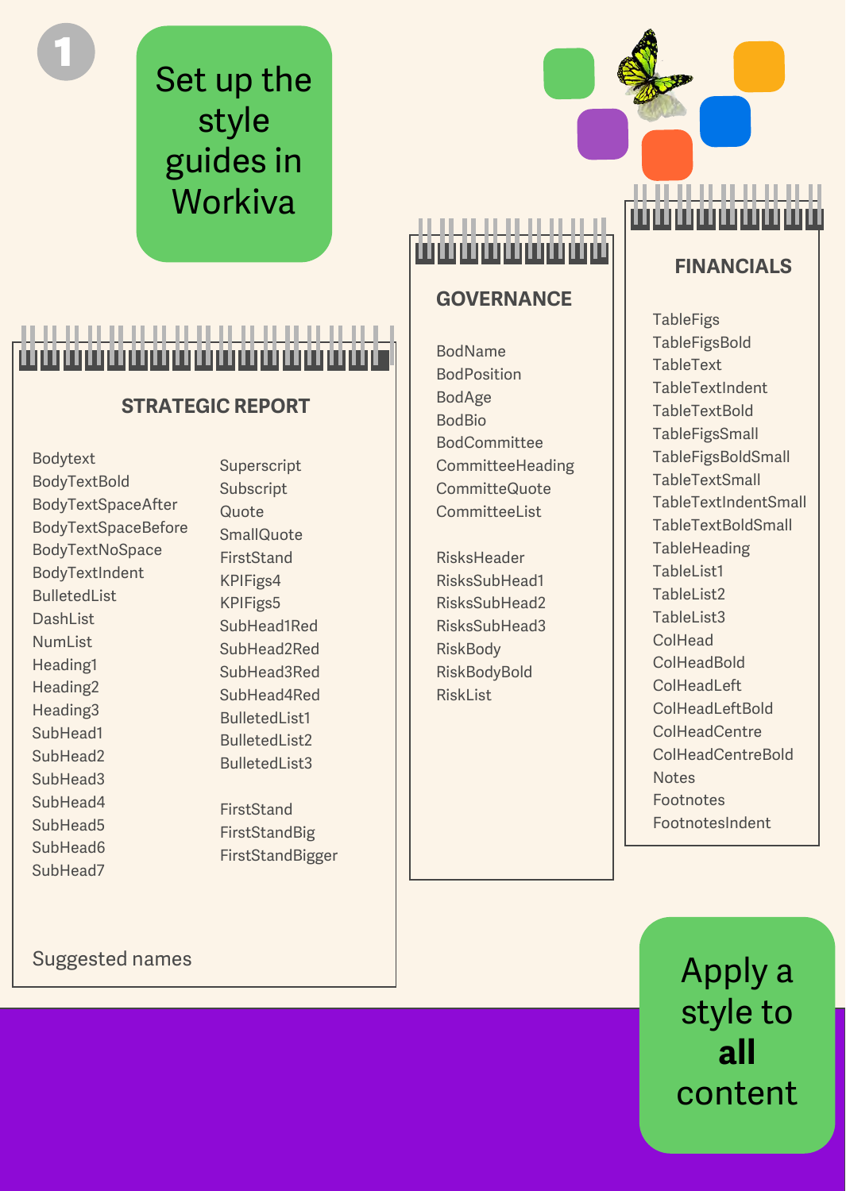1

# Set up the style guides in Workiva

## STRATEGIC REPORT

- Bodytext
- BodyTextBold
- BodyTextSpaceAfter
- BodyTextSpaceBefore
- BodyTextNoSpace
- BodyTextIndent
- BulletedList
- DashList
- NumList
- Heading1
- Heading2
- Heading3
- SubHead1
- SubHead2
- SubHead3
- SubHead4
- SubHead5
- SubHead6
- SubHead7

- Superscript
- Subscript
- Quote
- SmallQuote
- FirstStand
- KPIFigs4
- KPIFigs5
- SubHead1Red
- SubHead2Red
- SubHead3Red
- SubHead4Red
- BulletedList1
- BulletedList2
- BulletedList3

- FirstStand
- FirstStandBig
- FirstStandBigger

Suggested names

## GOVERNANCE

- BodName
- BodPosition
- BodAge
- BodBio
- BodCommittee
- CommitteeHeading
- CommitteQuote
- CommitteeList

- RisksHeader
- RisksSubHead1
- RisksSubHead2
- RisksSubHead3
- RiskBody
- RiskBodyBold
- RiskList

## FINANCIALS

- TableFigs
- TableFigsBold
- TableText
- TableTextIndent
- TableTextBold
- TableFigsSmall
- TableFigsBoldSmall
- TableTextSmall
- TableTextIndentSmall
- TableTextBoldSmall
- TableHeading
- TableList1
- TableList2
- TableList3
- ColHead
- ColHeadBold
- ColHeadLeft
- ColHeadLeftBold
- ColHeadCentre
- ColHeadCentreBold
- Notes
- Footnotes
- FootnotesIndent

# Apply a style to **all** content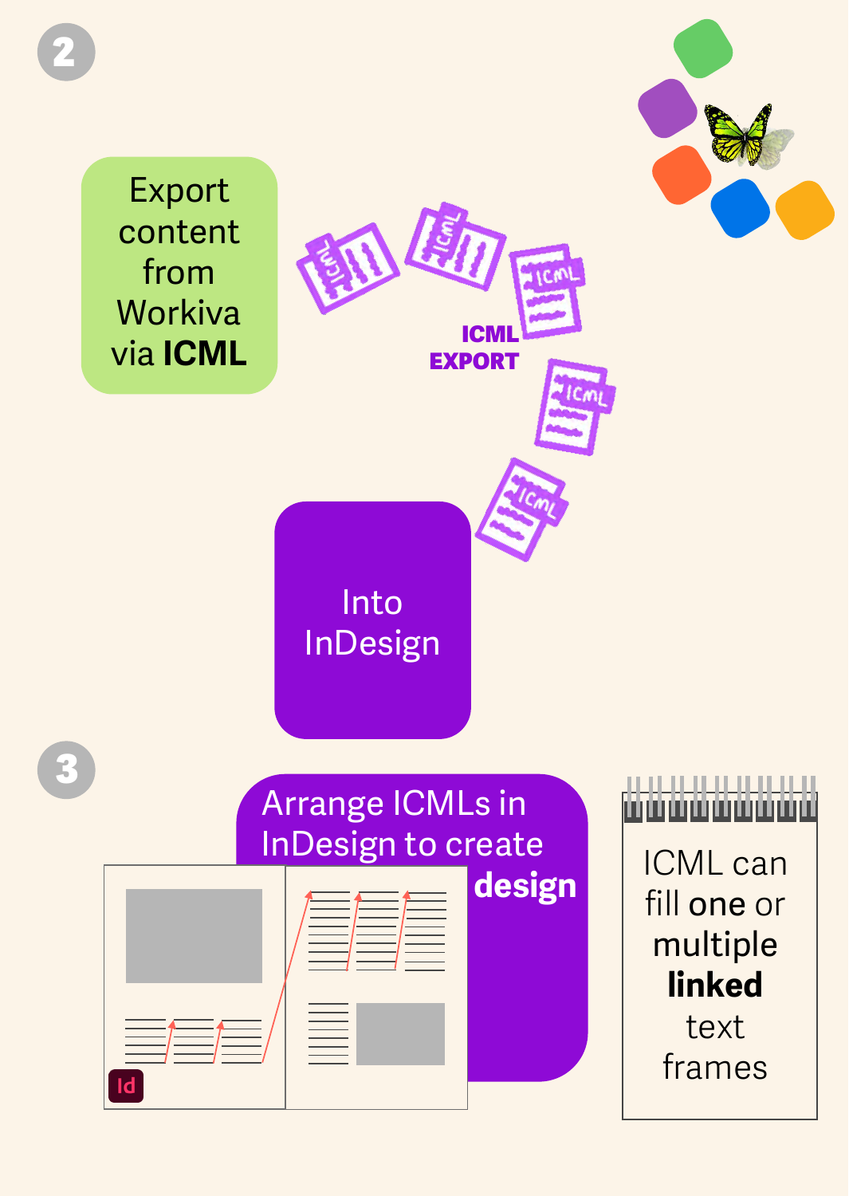## 2

Export content from Workiva via **ICML**

**ICML EXPORT**

Into InDesign

## 3

Arrange ICMLs in InDesign to create **design**

ICML can fill **one** or **multiple linked** text frames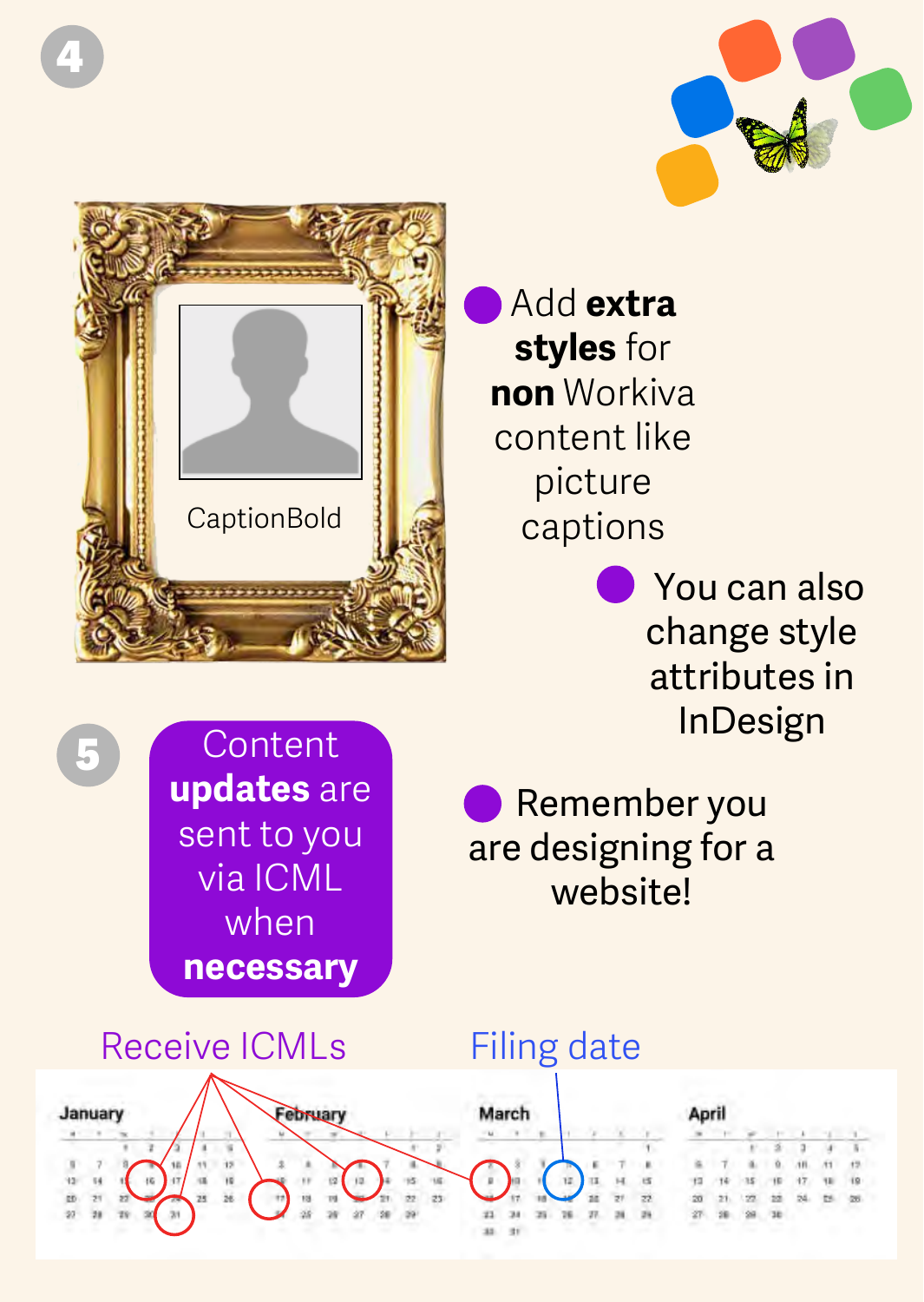4

CaptionBold

- Add **extra styles** for **non** Workiva content like picture captions
- You can also change style attributes in InDesign

5

Content **updates** are sent to you via ICML when **necessary**

- Remember you are designing for a website!

Receive ICMLs

Filing date

January

February

March

April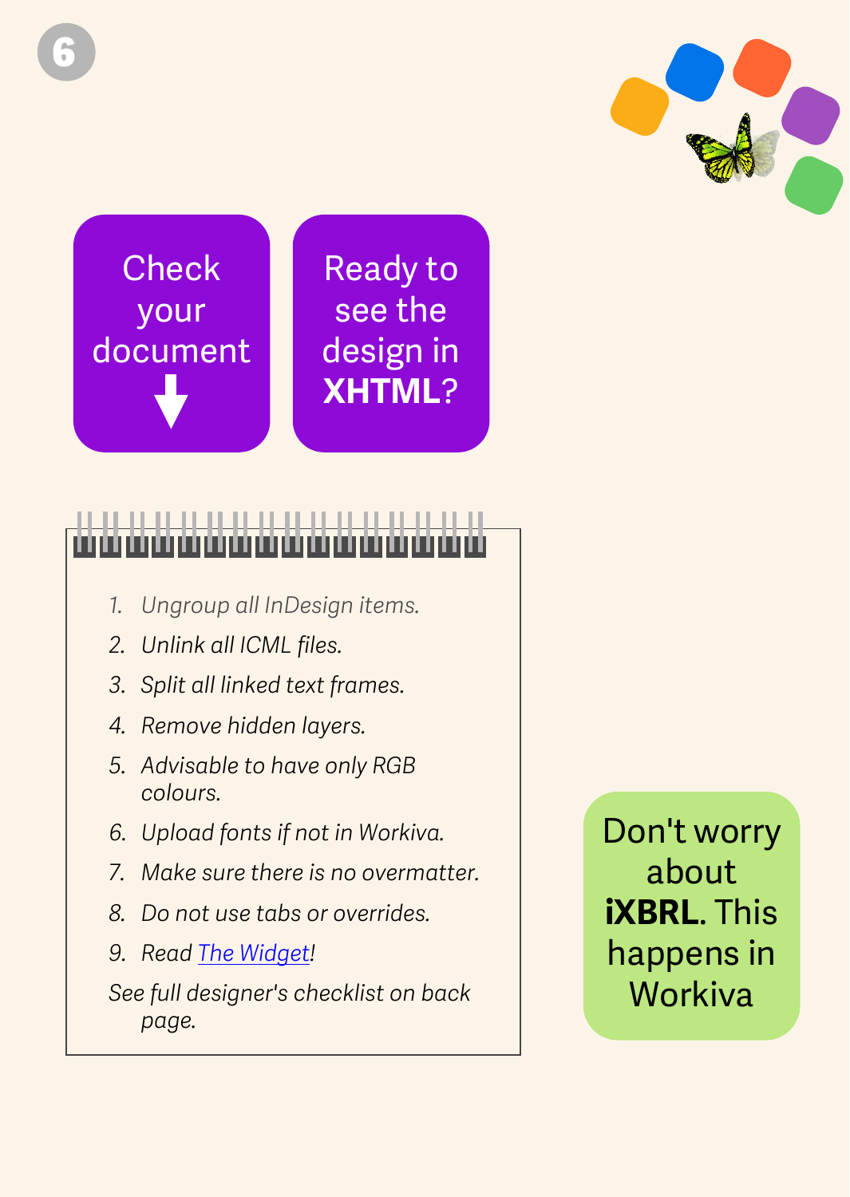6

**Check your document**

**Ready to see the design in XHTML?**

1. *Ungroup all InDesign items.*
2. *Unlink all ICML files.*
3. *Split all linked text frames.*
4. *Remove hidden layers.*
5. *Advisable to have only RGB colours.*
6. *Upload fonts if not in Workiva.*
7. *Make sure there is no overmatter.*
8. *Do not use tabs or overrides.*
9. *Read The Widget!*

*See full designer's checklist on back page.*

Don't worry about **iXBRL**. This happens in Workiva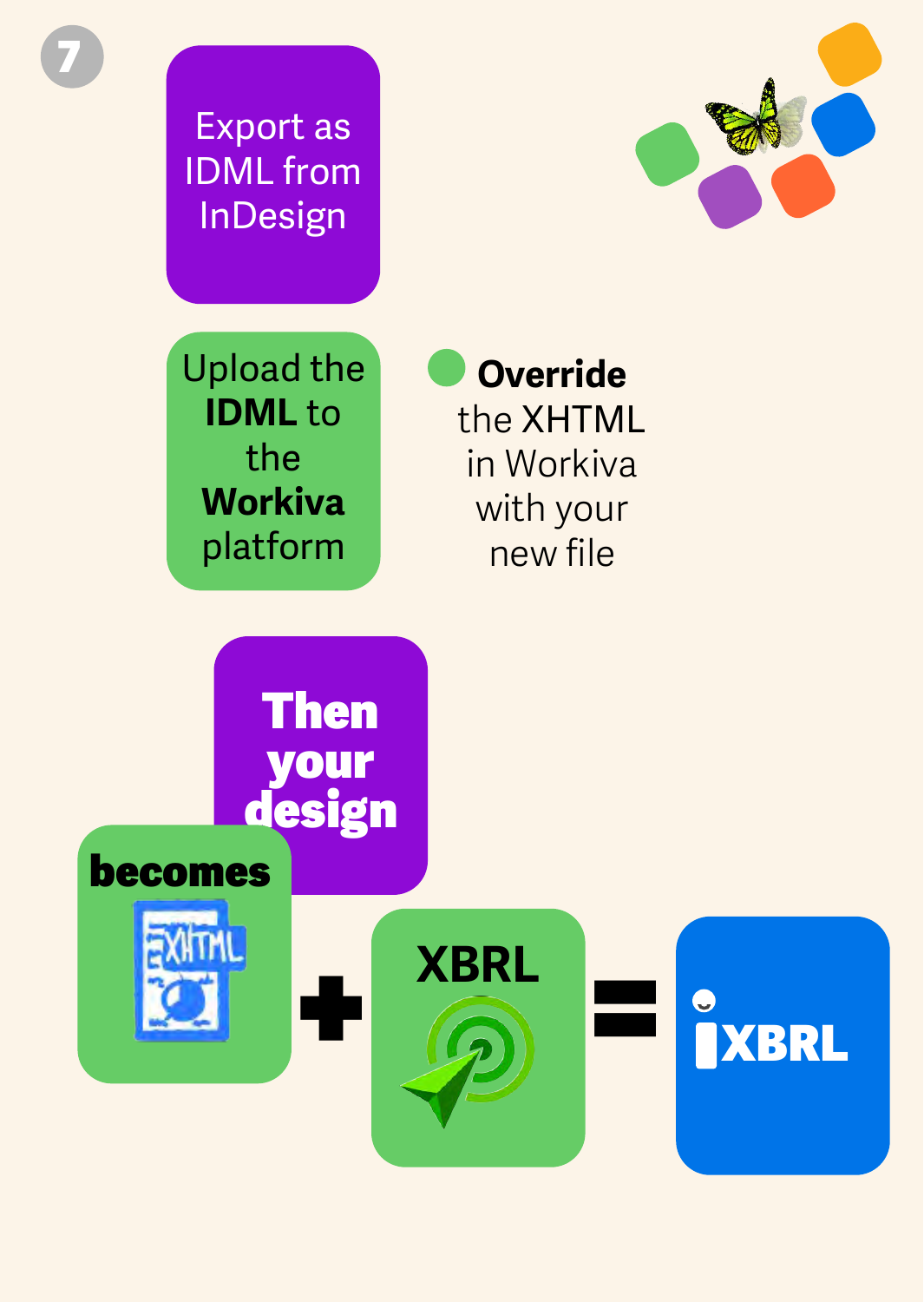7

Export as IDML from InDesign

Upload the **IDML** to the **Workiva** platform

**Override** the XHTML in Workiva with your new file

**Then your design**

**becomes** XHTML

\+

**XBRL**

=

iXBRL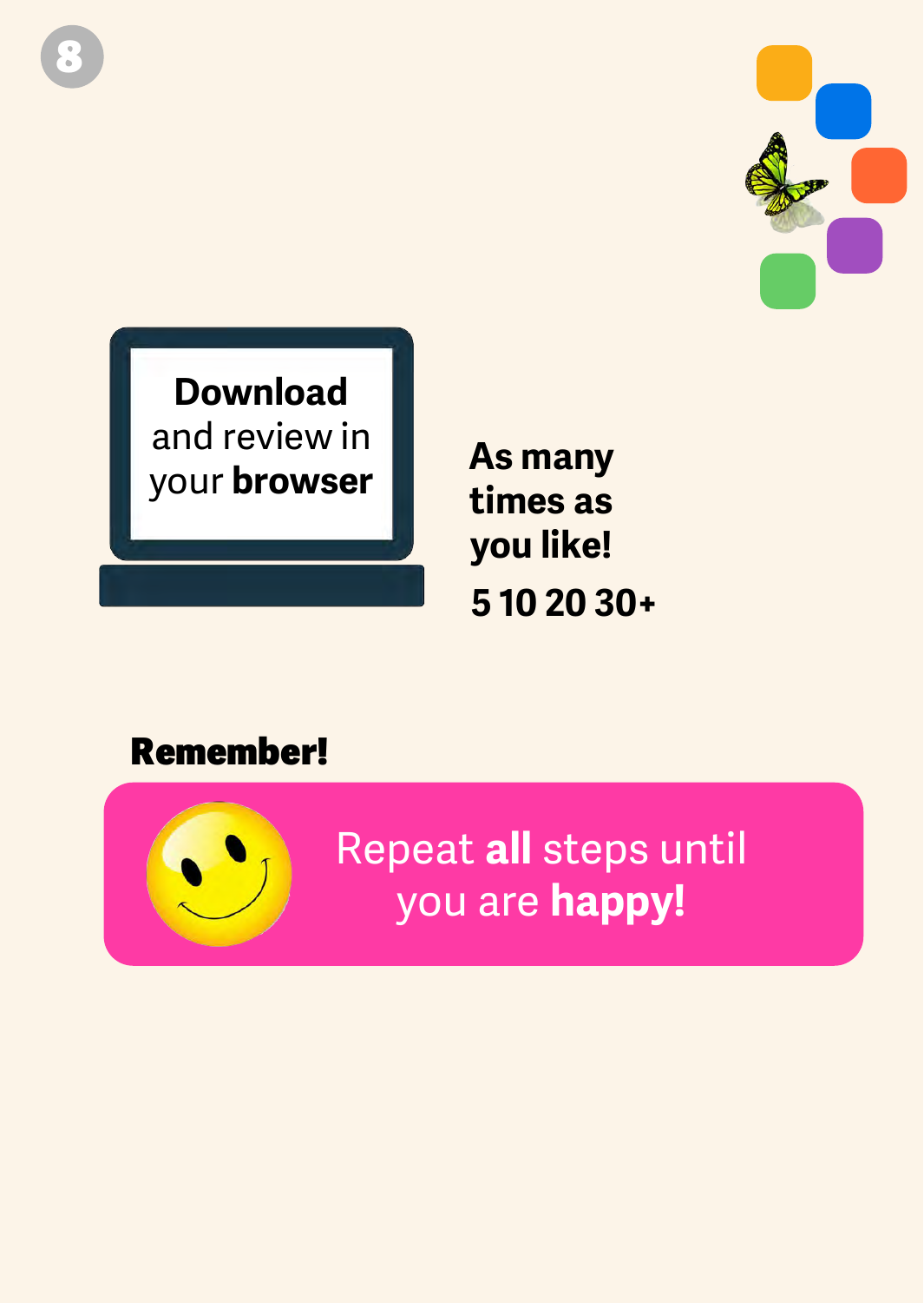8

**Download** and review in your **browser**

**As many times as you like!**

**5 10 20 30+**

**Remember!**

Repeat **all** steps until you are **happy!**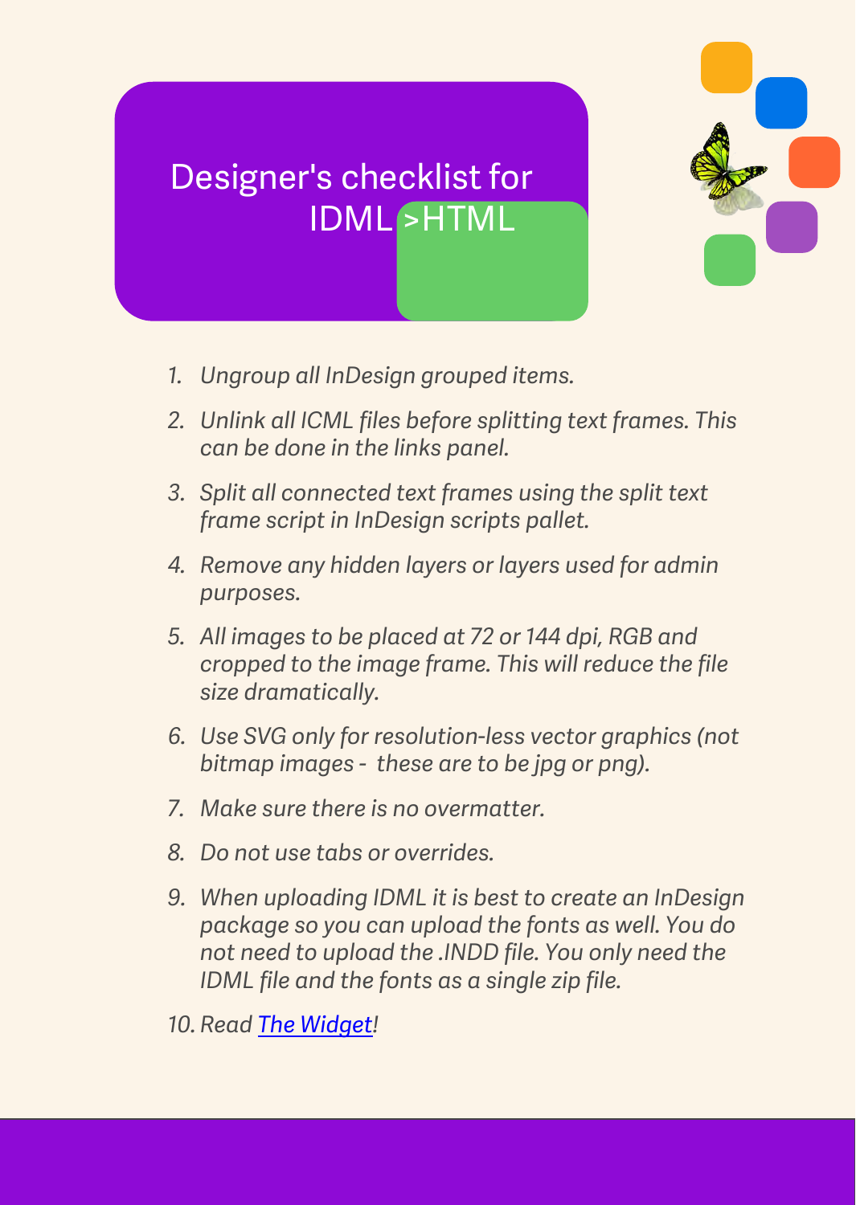# Designer's checklist for IDML >HTML

1. *Ungroup all InDesign grouped items.*
2. *Unlink all ICML files before splitting text frames. This can be done in the links panel.*
3. *Split all connected text frames using the split text frame script in InDesign scripts pallet.*
4. *Remove any hidden layers or layers used for admin purposes.*
5. *All images to be placed at 72 or 144 dpi, RGB and cropped to the image frame. This will reduce the file size dramatically.*
6. *Use SVG only for resolution-less vector graphics (not bitmap images - these are to be jpg or png).*
7. *Make sure there is no overmatter.*
8. *Do not use tabs or overrides.*
9. *When uploading IDML it is best to create an InDesign package so you can upload the fonts as well. You do not need to upload the .INDD file. You only need the IDML file and the fonts as a single zip file.*
10. *Read [The Widget]!*